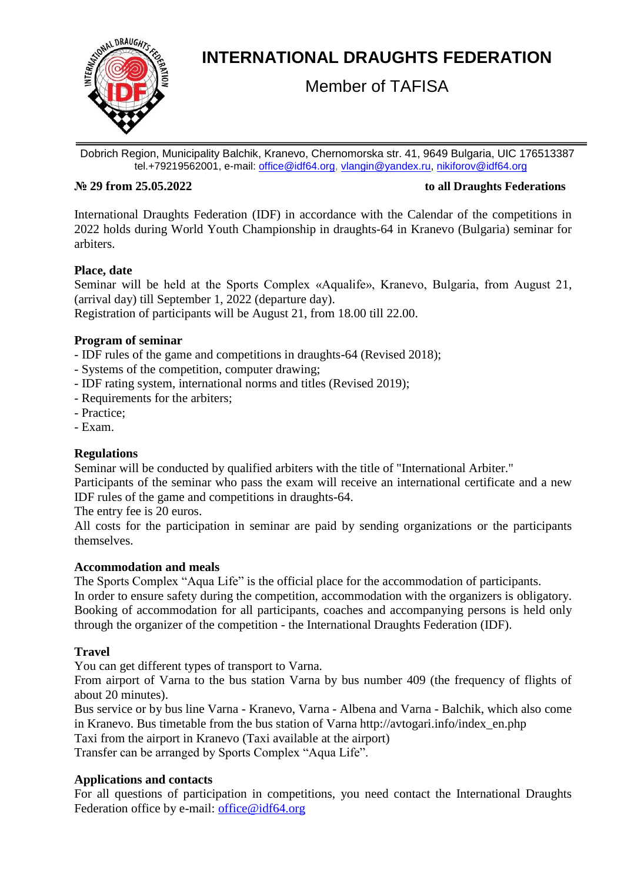# INTERNATIONAL DRAUGHTS FEDERATION

Member of TAFISA

Dobrich Region, Municipality Balchik, Kranevo, Chernomorska str. 41, 9649 Bulgaria, UIC 176513387
tel.+79219562001, e-mail: office@idf64.org, vlangin@yandex.ru, nikiforov@idf64.org

**№ 29 from 25.05.2022** **to all Draughts Federations**

International Draughts Federation (IDF) in accordance with the Calendar of the competitions in 2022 holds during World Youth Championship in draughts-64 in Kranevo (Bulgaria) seminar for arbiters.

**Place, date**

Seminar will be held at the Sports Complex «Aqualife», Kranevo, Bulgaria, from August 21, (arrival day) till September 1, 2022 (departure day).
Registration of participants will be August 21, from 18.00 till 22.00.

**Program of seminar**

- IDF rules of the game and competitions in draughts-64 (Revised 2018);
- Systems of the competition, computer drawing;
- IDF rating system, international norms and titles (Revised 2019);
- Requirements for the arbiters;
- Practice;
- Exam.

**Regulations**

Seminar will be conducted by qualified arbiters with the title of "International Arbiter."
Participants of the seminar who pass the exam will receive an international certificate and a new IDF rules of the game and competitions in draughts-64.
The entry fee is 20 euros.
All costs for the participation in seminar are paid by sending organizations or the participants themselves.

**Accommodation and meals**

The Sports Complex "Aqua Life" is the official place for the accommodation of participants.
In order to ensure safety during the competition, accommodation with the organizers is obligatory. Booking of accommodation for all participants, coaches and accompanying persons is held only through the organizer of the competition - the International Draughts Federation (IDF).

**Travel**

You can get different types of transport to Varna.
From airport of Varna to the bus station Varna by bus number 409 (the frequency of flights of about 20 minutes).
Bus service or by bus line Varna - Kranevo, Varna - Albena and Varna - Balchik, which also come in Kranevo. Bus timetable from the bus station of Varna http://avtogari.info/index_en.php
Taxi from the airport in Kranevo (Taxi available at the airport)
Transfer can be arranged by Sports Complex "Aqua Life".

**Applications and contacts**

For all questions of participation in competitions, you need contact the International Draughts Federation office by e-mail: office@idf64.org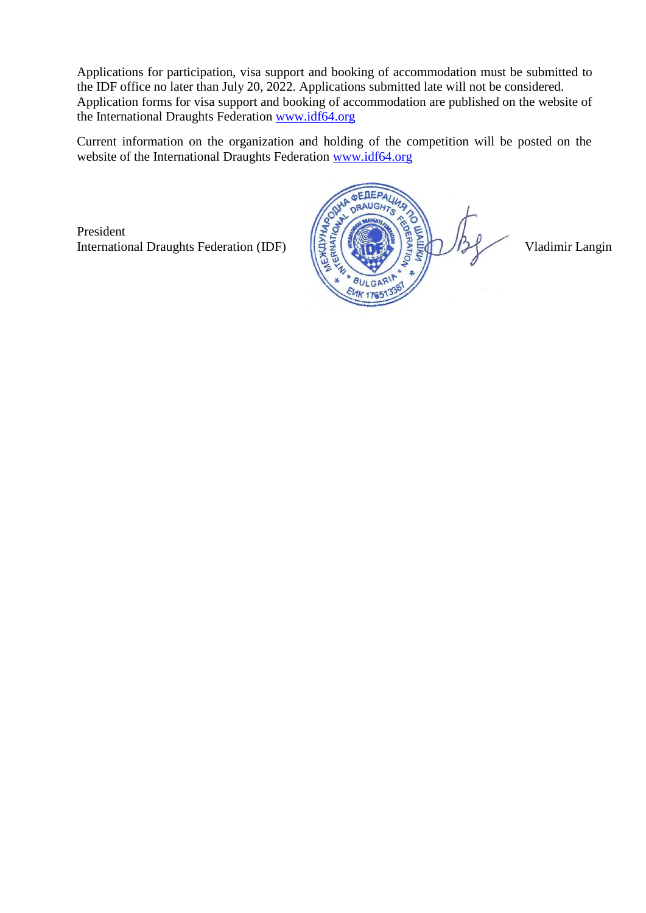Applications for participation, visa support and booking of accommodation must be submitted to the IDF office no later than July 20, 2022. Applications submitted late will not be considered. Application forms for visa support and booking of accommodation are published on the website of the International Draughts Federation [www.idf64.org](http://www.idf64.org)

Current information on the organization and holding of the competition will be posted on the website of the International Draughts Federation [www.idf64.org](http://www.idf64.org)

President
International Draughts Federation (IDF) Vladimir Langin